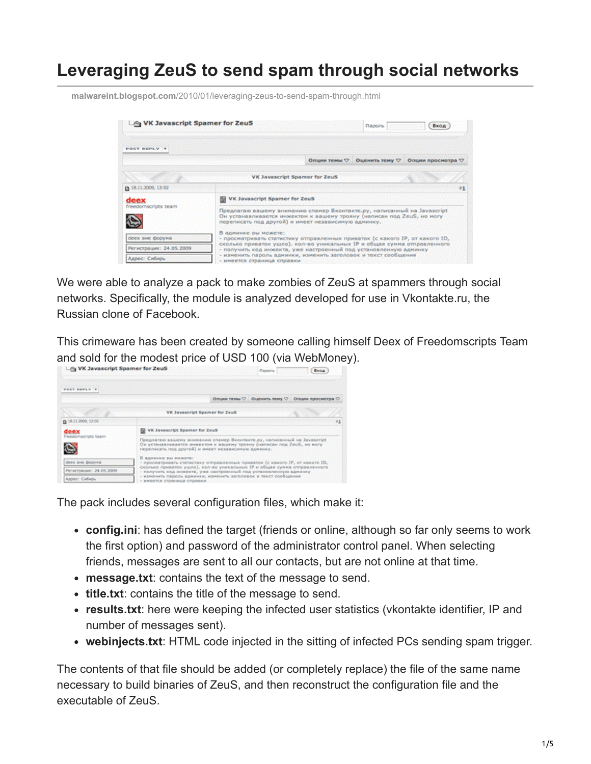# Leveraging ZeuS to send spam through social networks

malwareint.blogspot.com/2010/01/leveraging-zeus-to-send-spam-through.html

We were able to analyze a pack to make zombies of ZeuS at spammers through social networks. Specifically, the module is analyzed developed for use in Vkontakte.ru, the Russian clone of Facebook.

This crimeware has been created by someone calling himself Deex of Freedomscripts Team and sold for the modest price of USD 100 (via WebMoney).

The pack includes several configuration files, which make it:

- **config.ini**: has defined the target (friends or online, although so far only seems to work the first option) and password of the administrator control panel. When selecting friends, messages are sent to all our contacts, but are not online at that time.
- **message.txt**: contains the text of the message to send.
- **title.txt**: contains the title of the message to send.
- **results.txt**: here were keeping the infected user statistics (vkontakte identifier, IP and number of messages sent).
- **webinjects.txt**: HTML code injected in the sitting of infected PCs sending spam trigger.

The contents of that file should be added (or completely replace) the file of the same name necessary to build binaries of ZeuS, and then reconstruct the configuration file and the executable of ZeuS.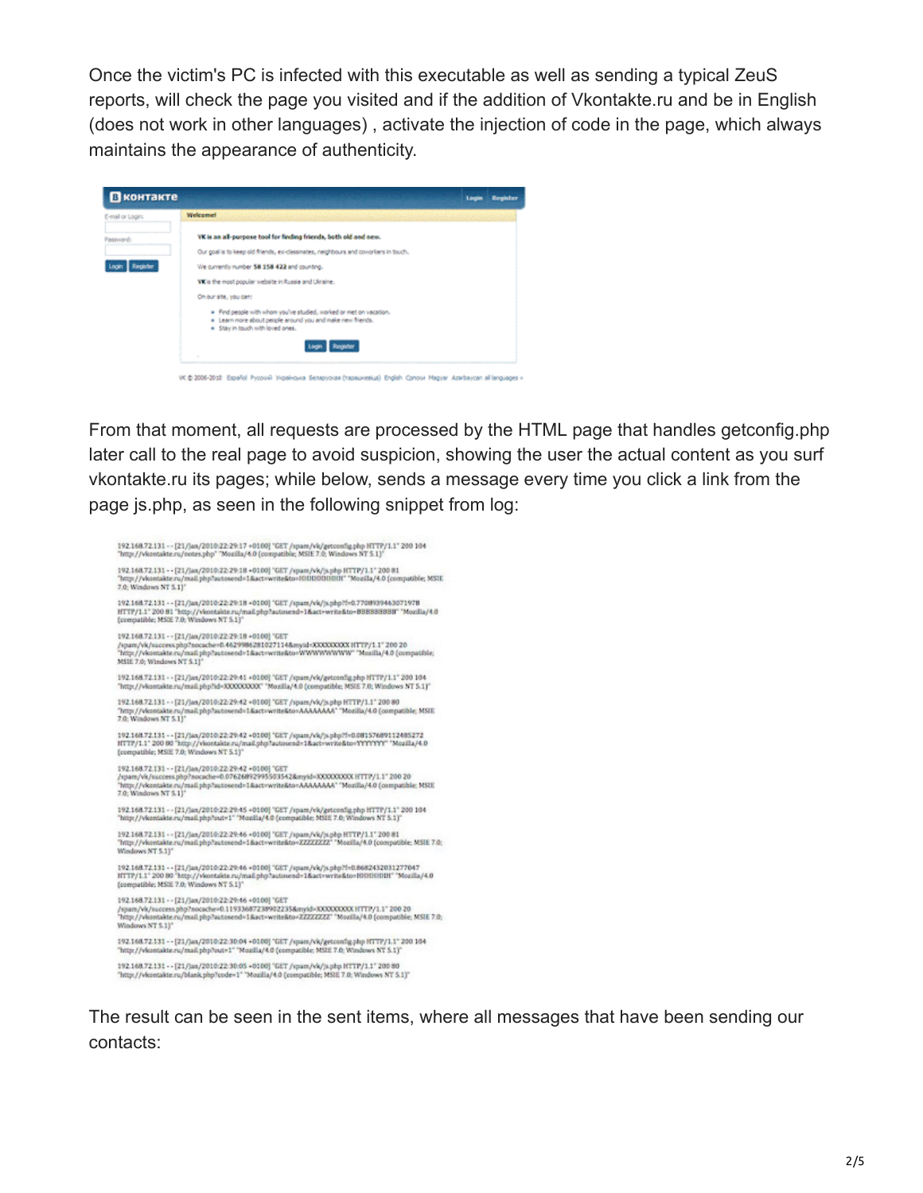Once the victim's PC is infected with this executable as well as sending a typical ZeuS reports, will check the page you visited and if the addition of Vkontakte.ru and be in English (does not work in other languages) , activate the injection of code in the page, which always maintains the appearance of authenticity.

From that moment, all requests are processed by the HTML page that handles getconfig.php later call to the real page to avoid suspicion, showing the user the actual content as you surf vkontakte.ru its pages; while below, sends a message every time you click a link from the page js.php, as seen in the following snippet from log:

```
192.168.72.131 - - [21/Jan/2010:22:29:17 +0100] "GET /spam/vk/getconfig.php HTTP/1.1" 200 104 "http://vkontakte.ru/notes.php" "Mozilla/4.0 (compatible; MSIE 7.0; Windows NT 5.1)"

192.168.72.131 - - [21/Jan/2010:22:29:18 +0100] "GET /spam/vk/js.php HTTP/1.1" 200 81 "http://vkontakte.ru/mail.php?autosend=1&act=write&to=IIIIIIIIII" "Mozilla/4.0 (compatible; MSIE 7.0; Windows NT 5.1)"

192.168.72.131 - - [21/Jan/2010:22:29:18 +0100] "GET /spam/vk/js.php?f=0.7708939463071978 HTTP/1.1" 200 81 "http://vkontakte.ru/mail.php?autosend=1&act=write&to=BBBBBBBB" "Mozilla/4.0 (compatible; MSIE 7.0; Windows NT 5.1)"

192.168.72.131 - - [21/Jan/2010:22:29:18 +0100] "GET /spam/vk/success.php?nocache=0.4629986281027114&myid=XXXXXXXXX HTTP/1.1" 200 20 "http://vkontakte.ru/mail.php?autosend=1&act=write&to=WWWWWWWW" "Mozilla/4.0 (compatible; MSIE 7.0; Windows NT 5.1)"

192.168.72.131 - - [21/Jan/2010:22:29:41 +0100] "GET /spam/vk/getconfig.php HTTP/1.1" 200 104 "http://vkontakte.ru/mail.php?id=XXXXXXXXX" "Mozilla/4.0 (compatible; MSIE 7.0; Windows NT 5.1)"

192.168.72.131 - - [21/Jan/2010:22:29:42 +0100] "GET /spam/vk/js.php HTTP/1.1" 200 80 "http://vkontakte.ru/mail.php?autosend=1&act=write&to=AAAAAAAA" "Mozilla/4.0 (compatible; MSIE 7.0; Windows NT 5.1)"

192.168.72.131 - - [21/Jan/2010:22:29:42 +0100] "GET /spam/vk/js.php?f=0.08157689112485272 HTTP/1.1" 200 80 "http://vkontakte.ru/mail.php?autosend=1&act=write&to=YYYYYYY" "Mozilla/4.0 (compatible; MSIE 7.0; Windows NT 5.1)"

192.168.72.131 - - [21/Jan/2010:22:29:42 +0100] "GET /spam/vk/success.php?nocache=0.07626892995503542&myid=XXXXXXXXX HTTP/1.1" 200 20 "http://vkontakte.ru/mail.php?autosend=1&act=write&to=AAAAAAAA" "Mozilla/4.0 (compatible; MSIE 7.0; Windows NT 5.1)"

192.168.72.131 - - [21/Jan/2010:22:29:45 +0100] "GET /spam/vk/getconfig.php HTTP/1.1" 200 104 "http://vkontakte.ru/mail.php?out=1" "Mozilla/4.0 (compatible; MSIE 7.0; Windows NT 5.1)"

192.168.72.131 - - [21/Jan/2010:22:29:46 +0100] "GET /spam/vk/js.php HTTP/1.1" 200 81 "http://vkontakte.ru/mail.php?autosend=1&act=write&to=ZZZZZZZZ" "Mozilla/4.0 (compatible; MSIE 7.0; Windows NT 5.1)"

192.168.72.131 - - [21/Jan/2010:22:29:46 +0100] "GET /spam/vk/js.php?f=0.8682432031277047 HTTP/1.1" 200 80 "http://vkontakte.ru/mail.php?autosend=1&act=write&to=IIIIIIIII" "Mozilla/4.0 (compatible; MSIE 7.0; Windows NT 5.1)"

192.168.72.131 - - [21/Jan/2010:22:29:46 +0100] "GET /spam/vk/success.php?nocache=0.11933687238902235&myid=XXXXXXXXX HTTP/1.1" 200 20 "http://vkontakte.ru/mail.php?autosend=1&act=write&to=ZZZZZZZZ" "Mozilla/4.0 (compatible; MSIE 7.0; Windows NT 5.1)"

192.168.72.131 - - [21/Jan/2010:22:30:04 +0100] "GET /spam/vk/getconfig.php HTTP/1.1" 200 104 "http://vkontakte.ru/mail.php?out=1" "Mozilla/4.0 (compatible; MSIE 7.0; Windows NT 5.1)"

192.168.72.131 - - [21/Jan/2010:22:30:05 +0100] "GET /spam/vk/js.php HTTP/1.1" 200 80 "http://vkontakte.ru/blank.php?code=1" "Mozilla/4.0 (compatible; MSIE 7.0; Windows NT 5.1)"
```

The result can be seen in the sent items, where all messages that have been sending our contacts: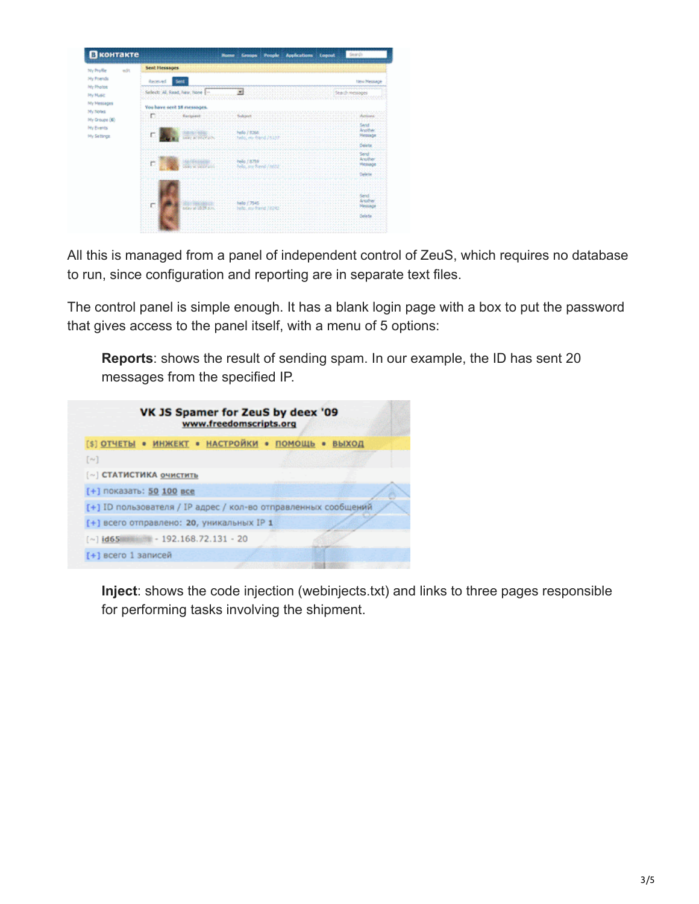All this is managed from a panel of independent control of ZeuS, which requires no database to run, since configuration and reporting are in separate text files.

The control panel is simple enough. It has a blank login page with a box to put the password that gives access to the panel itself, with a menu of 5 options:

> **Reports**: shows the result of sending spam. In our example, the ID has sent 20 messages from the specified IP.

> **Inject**: shows the code injection (webinjects.txt) and links to three pages responsible for performing tasks involving the shipment.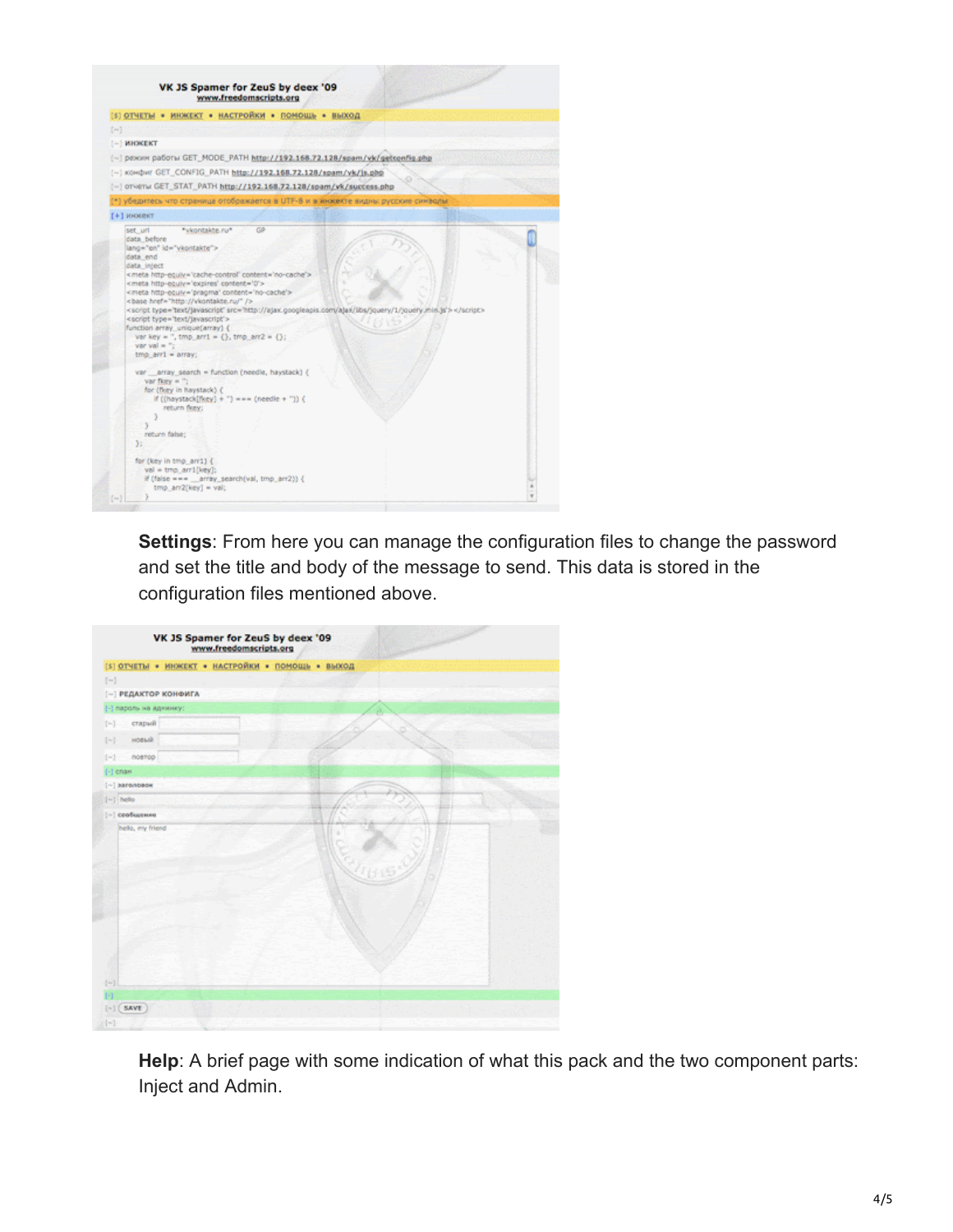**Settings**: From here you can manage the configuration files to change the password and set the title and body of the message to send. This data is stored in the configuration files mentioned above.

**Help**: A brief page with some indication of what this pack and the two component parts: Inject and Admin.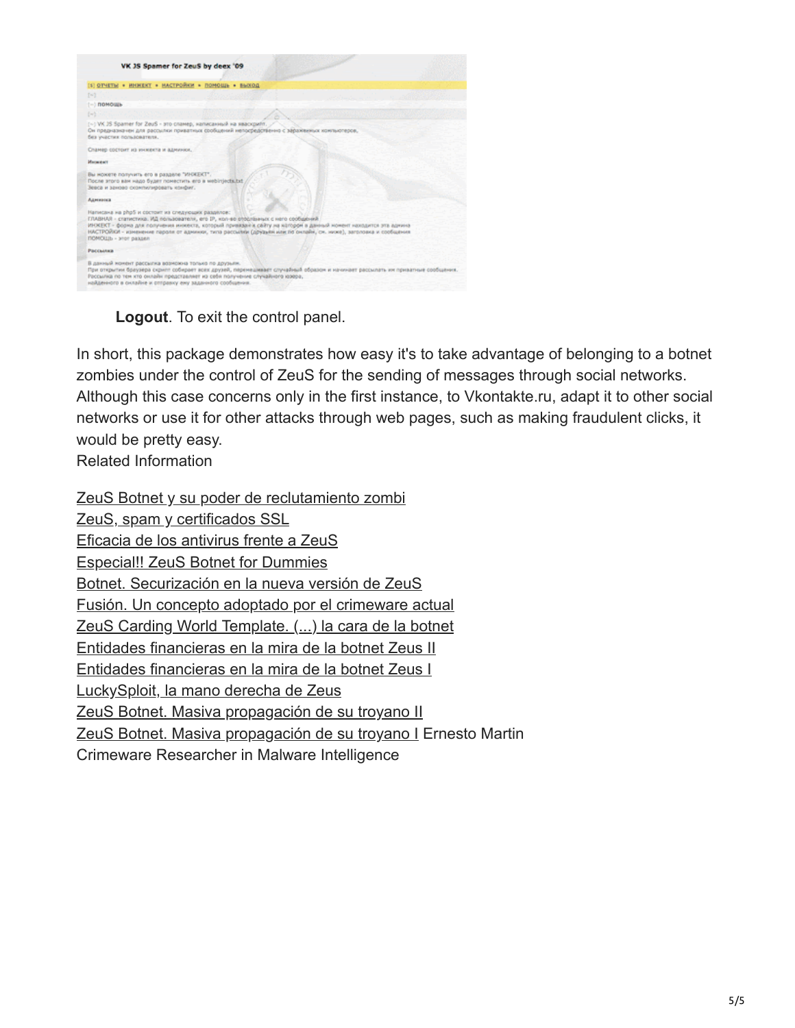**Logout**. To exit the control panel.

In short, this package demonstrates how easy it's to take advantage of belonging to a botnet zombies under the control of ZeuS for the sending of messages through social networks. Although this case concerns only in the first instance, to Vkontakte.ru, adapt it to other social networks or use it for other attacks through web pages, such as making fraudulent clicks, it would be pretty easy.

Related Information

ZeuS Botnet y su poder de reclutamiento zombi
ZeuS, spam y certificados SSL
Eficacia de los antivirus frente a ZeuS
Especial!! ZeuS Botnet for Dummies
Botnet. Securización en la nueva versión de ZeuS
Fusión. Un concepto adoptado por el crimeware actual
ZeuS Carding World Template. (...) la cara de la botnet
Entidades financieras en la mira de la botnet Zeus II
Entidades financieras en la mira de la botnet Zeus I
LuckySploit, la mano derecha de Zeus
ZeuS Botnet. Masiva propagación de su troyano II
ZeuS Botnet. Masiva propagación de su troyano I Ernesto Martin
Crimeware Researcher in Malware Intelligence